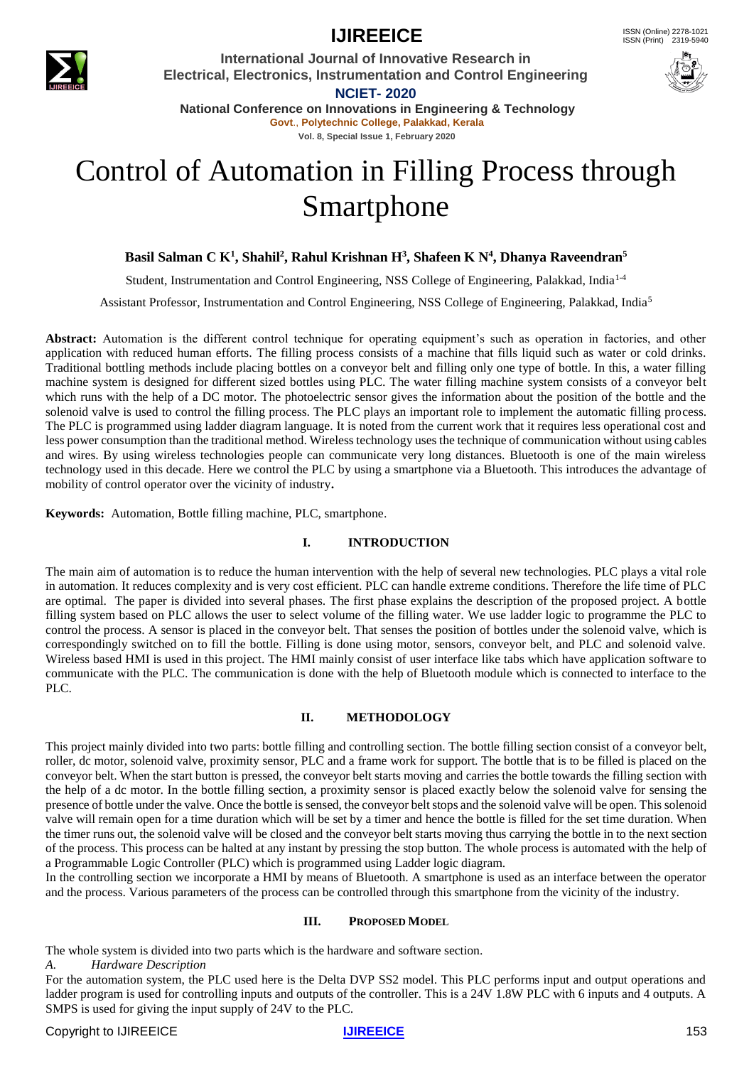# Control of Automation in Filling Process through Smartphone

**Basil Salman C K[1], Shahil[2], Rahul Krishnan H[3], Shafeen K N[4], Dhanya Raveendran[5]**

Student, Instrumentation and Control Engineering, NSS College of Engineering, Palakkad, India[1-4]

Assistant Professor, Instrumentation and Control Engineering, NSS College of Engineering, Palakkad, India[5]

**Abstract:** Automation is the different control technique for operating equipment's such as operation in factories, and other application with reduced human efforts. The filling process consists of a machine that fills liquid such as water or cold drinks. Traditional bottling methods include placing bottles on a conveyor belt and filling only one type of bottle. In this, a water filling machine system is designed for different sized bottles using PLC. The water filling machine system consists of a conveyor belt which runs with the help of a DC motor. The photoelectric sensor gives the information about the position of the bottle and the solenoid valve is used to control the filling process. The PLC plays an important role to implement the automatic filling process. The PLC is programmed using ladder diagram language. It is noted from the current work that it requires less operational cost and less power consumption than the traditional method. Wireless technology uses the technique of communication without using cables and wires. By using wireless technologies people can communicate very long distances. Bluetooth is one of the main wireless technology used in this decade. Here we control the PLC by using a smartphone via a Bluetooth. This introduces the advantage of mobility of control operator over the vicinity of industry.

**Keywords:** Automation, Bottle filling machine, PLC, smartphone.

## I. INTRODUCTION

The main aim of automation is to reduce the human intervention with the help of several new technologies. PLC plays a vital role in automation. It reduces complexity and is very cost efficient. PLC can handle extreme conditions. Therefore the life time of PLC are optimal. The paper is divided into several phases. The first phase explains the description of the proposed project. A bottle filling system based on PLC allows the user to select volume of the filling water. We use ladder logic to programme the PLC to control the process. A sensor is placed in the conveyor belt. That senses the position of bottles under the solenoid valve, which is correspondingly switched on to fill the bottle. Filling is done using motor, sensors, conveyor belt, and PLC and solenoid valve. Wireless based HMI is used in this project. The HMI mainly consist of user interface like tabs which have application software to communicate with the PLC. The communication is done with the help of Bluetooth module which is connected to interface to the PLC.

## II. METHODOLOGY

This project mainly divided into two parts: bottle filling and controlling section. The bottle filling section consist of a conveyor belt, roller, dc motor, solenoid valve, proximity sensor, PLC and a frame work for support. The bottle that is to be filled is placed on the conveyor belt. When the start button is pressed, the conveyor belt starts moving and carries the bottle towards the filling section with the help of a dc motor. In the bottle filling section, a proximity sensor is placed exactly below the solenoid valve for sensing the presence of bottle under the valve. Once the bottle is sensed, the conveyor belt stops and the solenoid valve will be open. This solenoid valve will remain open for a time duration which will be set by a timer and hence the bottle is filled for the set time duration. When the timer runs out, the solenoid valve will be closed and the conveyor belt starts moving thus carrying the bottle in to the next section of the process. This process can be halted at any instant by pressing the stop button. The whole process is automated with the help of a Programmable Logic Controller (PLC) which is programmed using Ladder logic diagram.

In the controlling section we incorporate a HMI by means of Bluetooth. A smartphone is used as an interface between the operator and the process. Various parameters of the process can be controlled through this smartphone from the vicinity of the industry.

## III. PROPOSED MODEL

The whole system is divided into two parts which is the hardware and software section.

### *A. Hardware Description*

For the automation system, the PLC used here is the Delta DVP SS2 model. This PLC performs input and output operations and ladder program is used for controlling inputs and outputs of the controller. This is a 24V 1.8W PLC with 6 inputs and 4 outputs. A SMPS is used for giving the input supply of 24V to the PLC.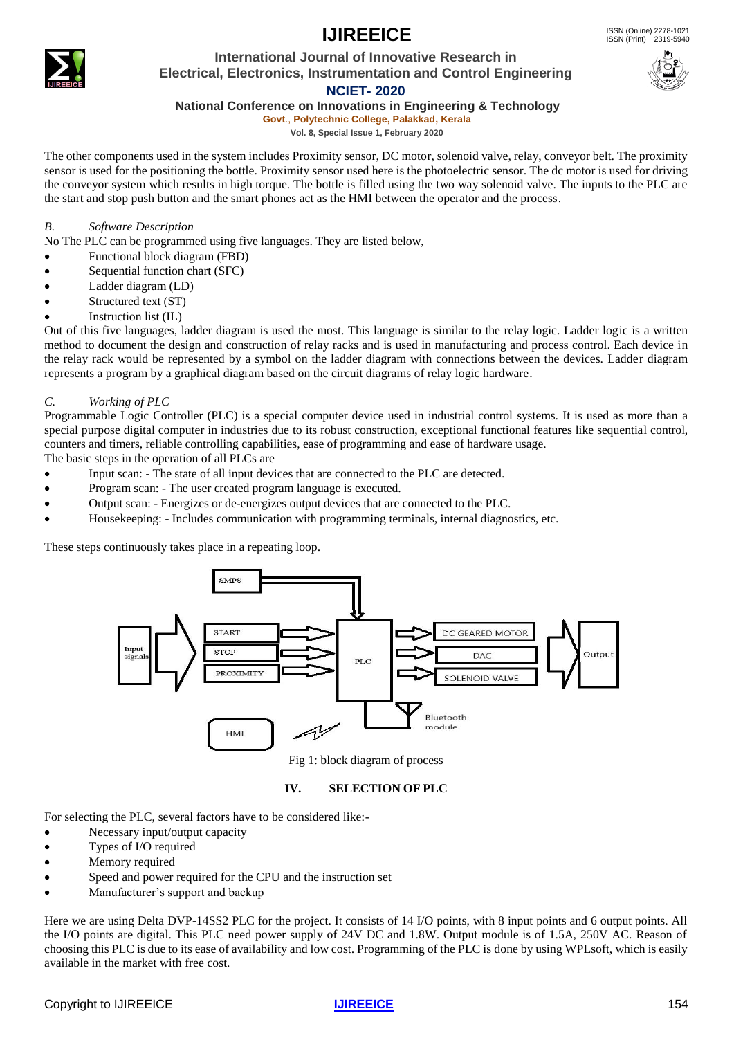The other components used in the system includes Proximity sensor, DC motor, solenoid valve, relay, conveyor belt. The proximity sensor is used for the positioning the bottle. Proximity sensor used here is the photoelectric sensor. The dc motor is used for driving the conveyor system which results in high torque. The bottle is filled using the two way solenoid valve. The inputs to the PLC are the start and stop push button and the smart phones act as the HMI between the operator and the process.

### B. *Software Description*

No The PLC can be programmed using five languages. They are listed below,

- Functional block diagram (FBD)
- Sequential function chart (SFC)
- Ladder diagram (LD)
- Structured text (ST)
- Instruction list (IL)

Out of this five languages, ladder diagram is used the most. This language is similar to the relay logic. Ladder logic is a written method to document the design and construction of relay racks and is used in manufacturing and process control. Each device in the relay rack would be represented by a symbol on the ladder diagram with connections between the devices. Ladder diagram represents a program by a graphical diagram based on the circuit diagrams of relay logic hardware.

### C. *Working of PLC*

Programmable Logic Controller (PLC) is a special computer device used in industrial control systems. It is used as more than a special purpose digital computer in industries due to its robust construction, exceptional functional features like sequential control, counters and timers, reliable controlling capabilities, ease of programming and ease of hardware usage.

The basic steps in the operation of all PLCs are

- Input scan: - The state of all input devices that are connected to the PLC are detected.
- Program scan: - The user created program language is executed.
- Output scan: - Energizes or de-energizes output devices that are connected to the PLC.
- Housekeeping: - Includes communication with programming terminals, internal diagnostics, etc.

These steps continuously takes place in a repeating loop.

Fig 1: block diagram of process

## IV. SELECTION OF PLC

For selecting the PLC, several factors have to be considered like:-

- Necessary input/output capacity
- Types of I/O required
- Memory required
- Speed and power required for the CPU and the instruction set
- Manufacturer's support and backup

Here we are using Delta DVP-14SS2 PLC for the project. It consists of 14 I/O points, with 8 input points and 6 output points. All the I/O points are digital. This PLC need power supply of 24V DC and 1.8W. Output module is of 1.5A, 250V AC. Reason of choosing this PLC is due to its ease of availability and low cost. Programming of the PLC is done by using WPLsoft, which is easily available in the market with free cost.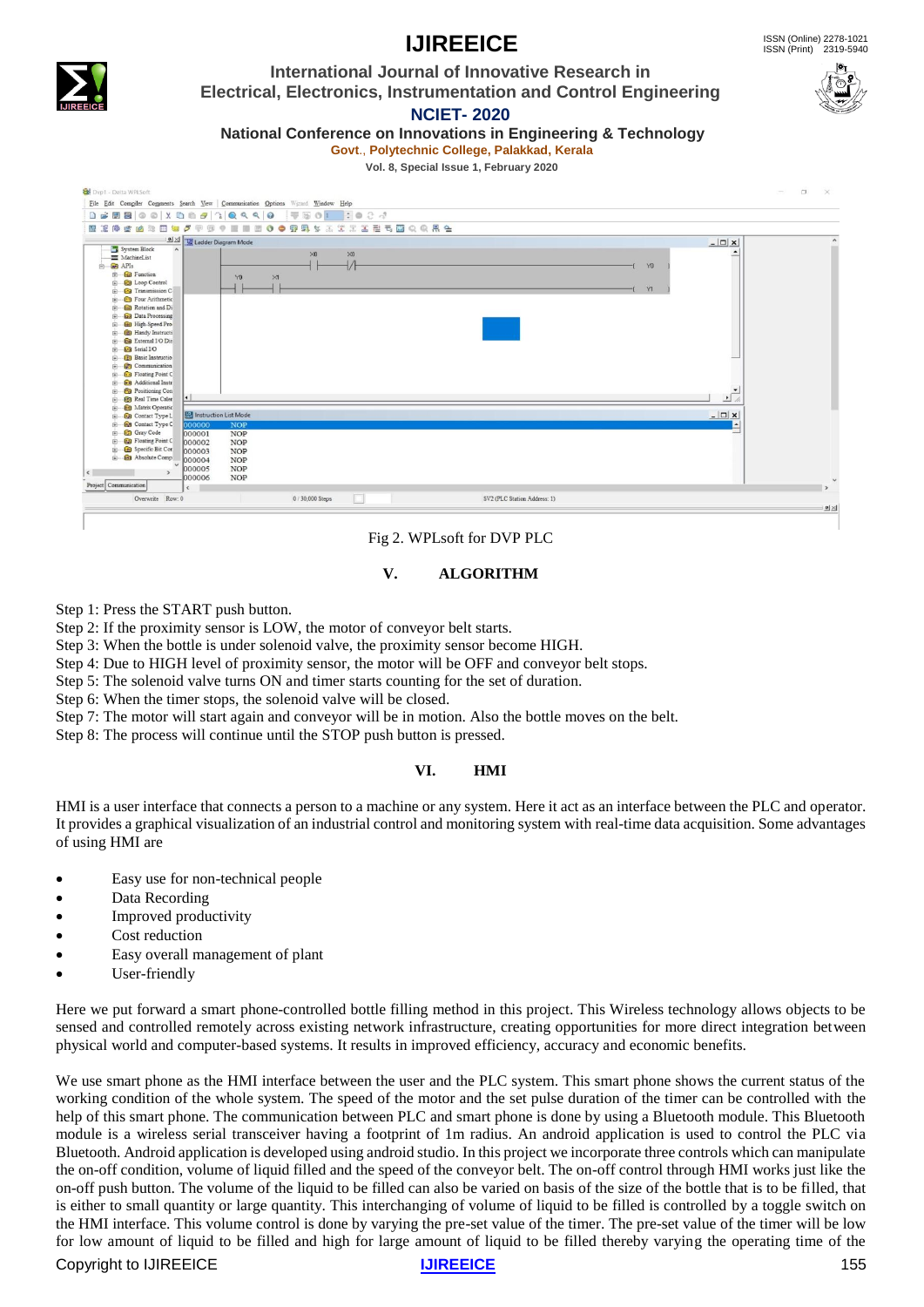Fig 2. WPLsoft for DVP PLC

## V. ALGORITHM

Step 1: Press the START push button.
Step 2: If the proximity sensor is LOW, the motor of conveyor belt starts.
Step 3: When the bottle is under solenoid valve, the proximity sensor become HIGH.
Step 4: Due to HIGH level of proximity sensor, the motor will be OFF and conveyer belt stops.
Step 5: The solenoid valve turns ON and timer starts counting for the set of duration.
Step 6: When the timer stops, the solenoid valve will be closed.
Step 7: The motor will start again and conveyor will be in motion. Also the bottle moves on the belt.
Step 8: The process will continue until the STOP push button is pressed.

## VI. HMI

HMI is a user interface that connects a person to a machine or any system. Here it act as an interface between the PLC and operator. It provides a graphical visualization of an industrial control and monitoring system with real-time data acquisition. Some advantages of using HMI are

- Easy use for non-technical people
- Data Recording
- Improved productivity
- Cost reduction
- Easy overall management of plant
- User-friendly

Here we put forward a smart phone-controlled bottle filling method in this project. This Wireless technology allows objects to be sensed and controlled remotely across existing network infrastructure, creating opportunities for more direct integration between physical world and computer-based systems. It results in improved efficiency, accuracy and economic benefits.

We use smart phone as the HMI interface between the user and the PLC system. This smart phone shows the current status of the working condition of the whole system. The speed of the motor and the set pulse duration of the timer can be controlled with the help of this smart phone. The communication between PLC and smart phone is done by using a Bluetooth module. This Bluetooth module is a wireless serial transceiver having a footprint of 1m radius. An android application is used to control the PLC via Bluetooth. Android application is developed using android studio. In this project we incorporate three controls which can manipulate the on-off condition, volume of liquid filled and the speed of the conveyor belt. The on-off control through HMI works just like the on-off push button. The volume of the liquid to be filled can also be varied on basis of the size of the bottle that is to be filled, that is either to small quantity or large quantity. This interchanging of volume of liquid to be filled is controlled by a toggle switch on the HMI interface. This volume control is done by varying the pre-set value of the timer. The pre-set value of the timer will be low for low amount of liquid to be filled and high for large amount of liquid to be filled thereby varying the operating time of the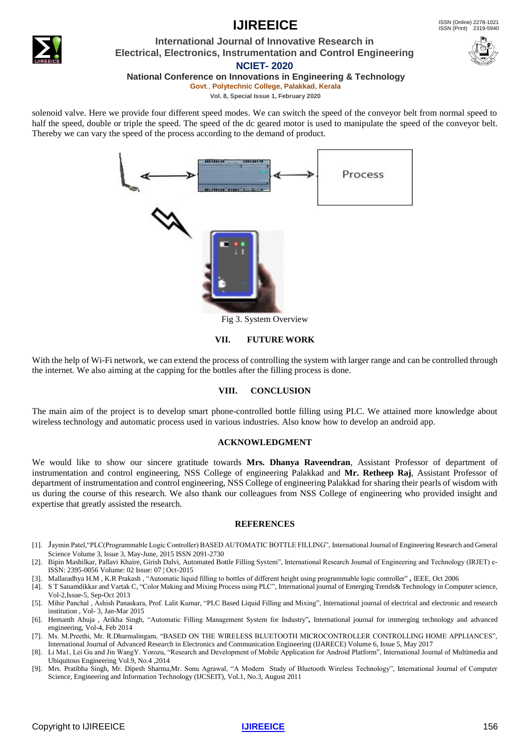solenoid valve. Here we provide four different speed modes. We can switch the speed of the conveyor belt from normal speed to half the speed, double or triple the speed. The speed of the dc geared motor is used to manipulate the speed of the conveyor belt. Thereby we can vary the speed of the process according to the demand of product.

Process

Fig 3. System Overview

## VII. FUTURE WORK

With the help of Wi-Fi network, we can extend the process of controlling the system with larger range and can be controlled through the internet. We also aiming at the capping for the bottles after the filling process is done.

## VIII. CONCLUSION

The main aim of the project is to develop smart phone-controlled bottle filling using PLC. We attained more knowledge about wireless technology and automatic process used in various industries. Also know how to develop an android app.

## ACKNOWLEDGMENT

We would like to show our sincere gratitude towards **Mrs. Dhanya Raveendran**, Assistant Professor of department of instrumentation and control engineering, NSS College of engineering Palakkad and **Mr. Retheep Raj**, Assistant Professor of department of instrumentation and control engineering, NSS College of engineering Palakkad for sharing their pearls of wisdom with us during the course of this research. We also thank our colleagues from NSS College of engineering who provided insight and expertise that greatly assisted the research.

## REFERENCES

[1]. Jaymin Patel,"PLC(Programmable Logic Controller) BASED AUTOMATIC BOTTLE FILLING", International Journal of Engineering Research and General Science Volume 3, Issue 3, May-June, 2015 ISSN 2091-2730

[2]. Bipin Mashilkar, Pallavi Khaire, Girish Dalvi, Automated Bottle Filling System", International Research Journal of Engineering and Technology (IRJET) e-ISSN: 2395-0056 Volume: 02 Issue: 07 | Oct-2015

[3]. Mallaradhya H.M , K.R Prakash , "Automatic liquid filling to bottles of different height using programmable logic controller" **,** IEEE, Oct 2006

[4]. S T Sanamdikkar and Vartak C, "Color Making and Mixing Process using PLC", International journal of Emerging Trends& Technology in Computer science, Vol-2,Issue-5, Sep-Oct 2013

[5]. Mihir Panchal , Ashish Panaskara, Prof. Lalit Kumar, "PLC Based Liquid Filling and Mixing", International journal of electrical and electronic and research institution , Vol- 3, Jan-Mar 2015

[6]. Hemanth Ahuja , Arikha Singh, "Automatic Filling Management System for Industry"**,** International journal for immerging technology and advanced engineering, Vol-4, Feb 2014

[7]. Ms. M.Preethi, Mr. R.Dharmalingam, "BASED ON THE WIRELESS BLUETOOTH MICROCONTROLLER CONTROLLING HOME APPLIANCES", International Journal of Advanced Research in Electronics and Communication Engineering (IJARECE) Volume 6, Issue 5, May 2017

[8]. Li Ma1, Lei Gu and Jin WangY. Yorozu, "Research and Development of Mobile Application for Android Platform", International Journal of Multimedia and Ubiquitous Engineering Vol.9, No.4 ,2014

[9]. Mrs. Pratibha Singh, Mr. Dipesh Sharma,Mr. Sonu Agrawal, "A Modern Study of Bluetooth Wireless Technology", International Journal of Computer Science, Engineering and Information Technology (IJCSEIT), Vol.1, No.3, August 2011